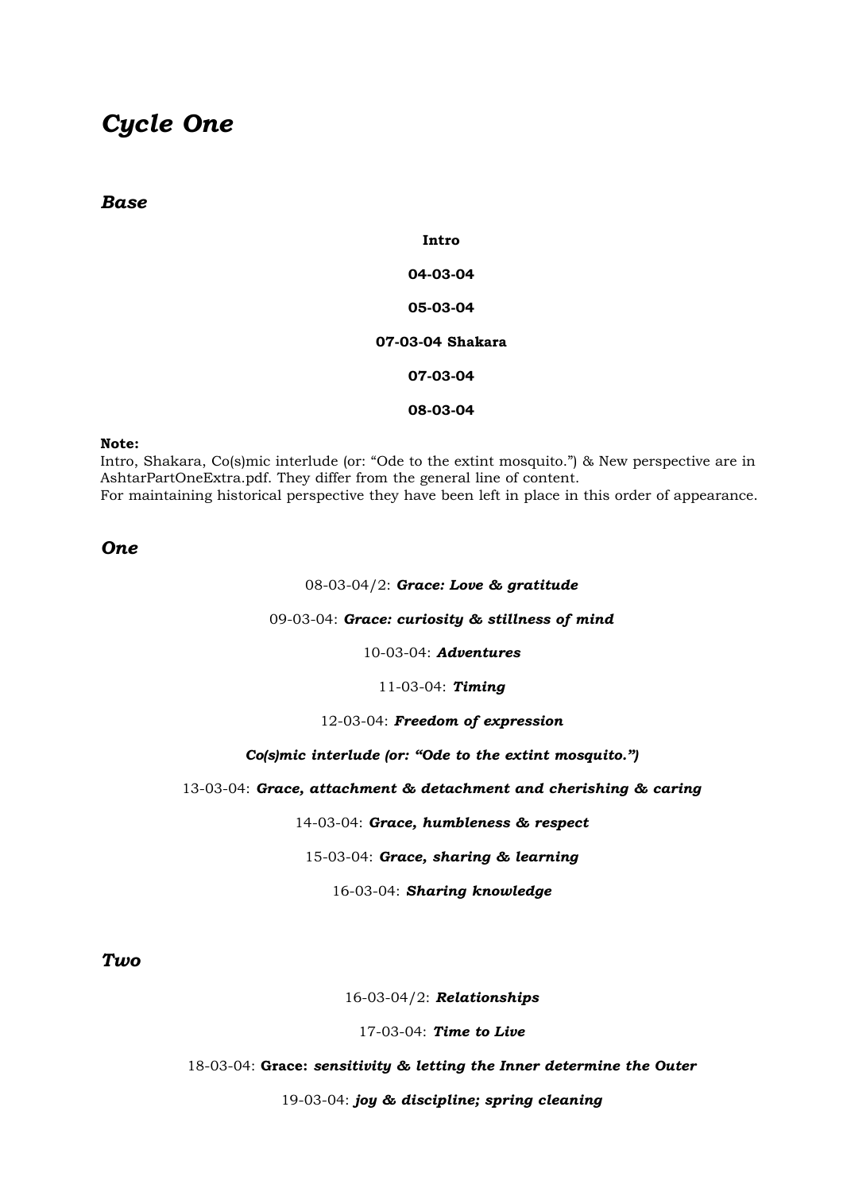# *Cycle One*

## *Base*

**Intro**

**04-03-04**

**05-03-04**

**07-03-04 Shakara**

**07-03-04**

**08-03-04**

**Note:**
Intro, Shakara, Co(s)mic interlude (or: "Ode to the extint mosquito.") & New perspective are in AshtarPartOneExtra.pdf. They differ from the general line of content.
For maintaining historical perspective they have been left in place in this order of appearance.

## *One*

08-03-04/2: ***Grace: Love & gratitude***

09-03-04: ***Grace: curiosity & stillness of mind***

10-03-04: ***Adventures***

11-03-04: ***Timing***

12-03-04: ***Freedom of expression***

***Co(s)mic interlude (or: "Ode to the extint mosquito.")***

13-03-04: ***Grace, attachment & detachment and cherishing & caring***

14-03-04: ***Grace, humbleness & respect***

15-03-04: ***Grace, sharing & learning***

16-03-04: ***Sharing knowledge***

## *Two*

16-03-04/2: ***Relationships***

17-03-04: ***Time to Live***

18-03-04: **Grace:** ***sensitivity & letting the Inner determine the Outer***

19-03-04: ***joy & discipline; spring cleaning***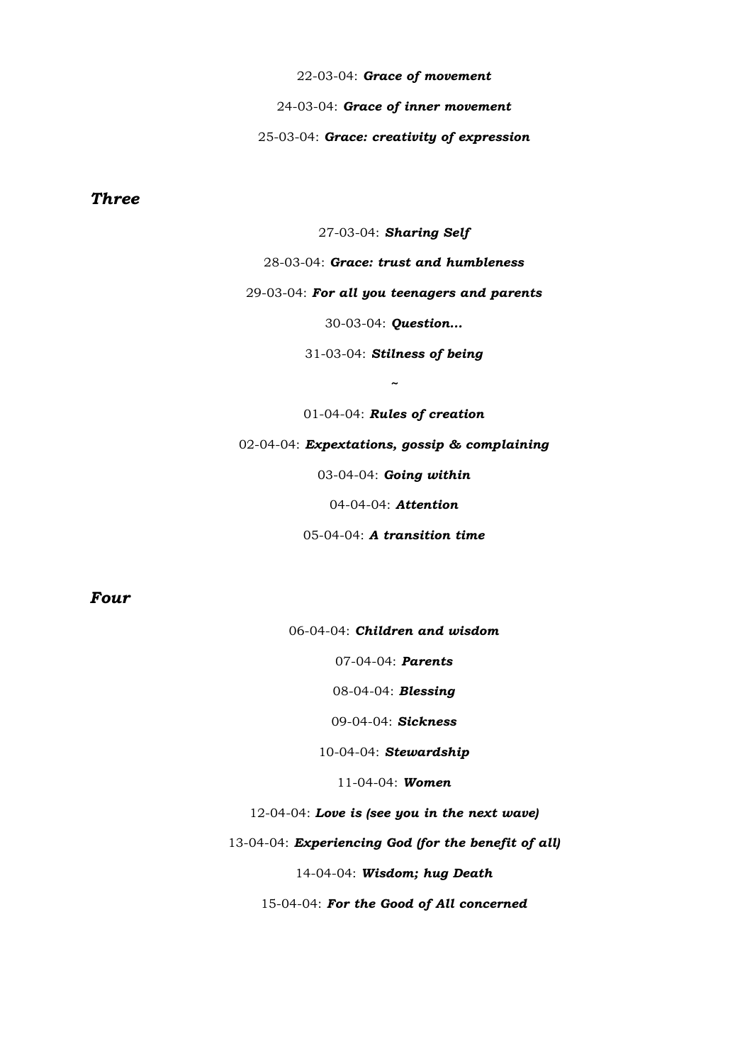22-03-04: ***Grace of movement***

24-03-04: ***Grace of inner movement***

25-03-04: ***Grace: creativity of expression***

## *Three*

27-03-04: ***Sharing Self***

28-03-04: ***Grace: trust and humbleness***

29-03-04: ***For all you teenagers and parents***

30-03-04: ***Question…***

31-03-04: ***Stilness of being***

~

01-04-04: ***Rules of creation***

02-04-04: ***Expextations, gossip & complaining***

03-04-04: ***Going within***

04-04-04: ***Attention***

05-04-04: ***A transition time***

## *Four*

06-04-04: ***Children and wisdom***

07-04-04: ***Parents***

08-04-04: ***Blessing***

09-04-04: ***Sickness***

10-04-04: ***Stewardship***

11-04-04: ***Women***

12-04-04: ***Love is (see you in the next wave)***

13-04-04: ***Experiencing God (for the benefit of all)***

14-04-04: ***Wisdom; hug Death***

15-04-04: ***For the Good of All concerned***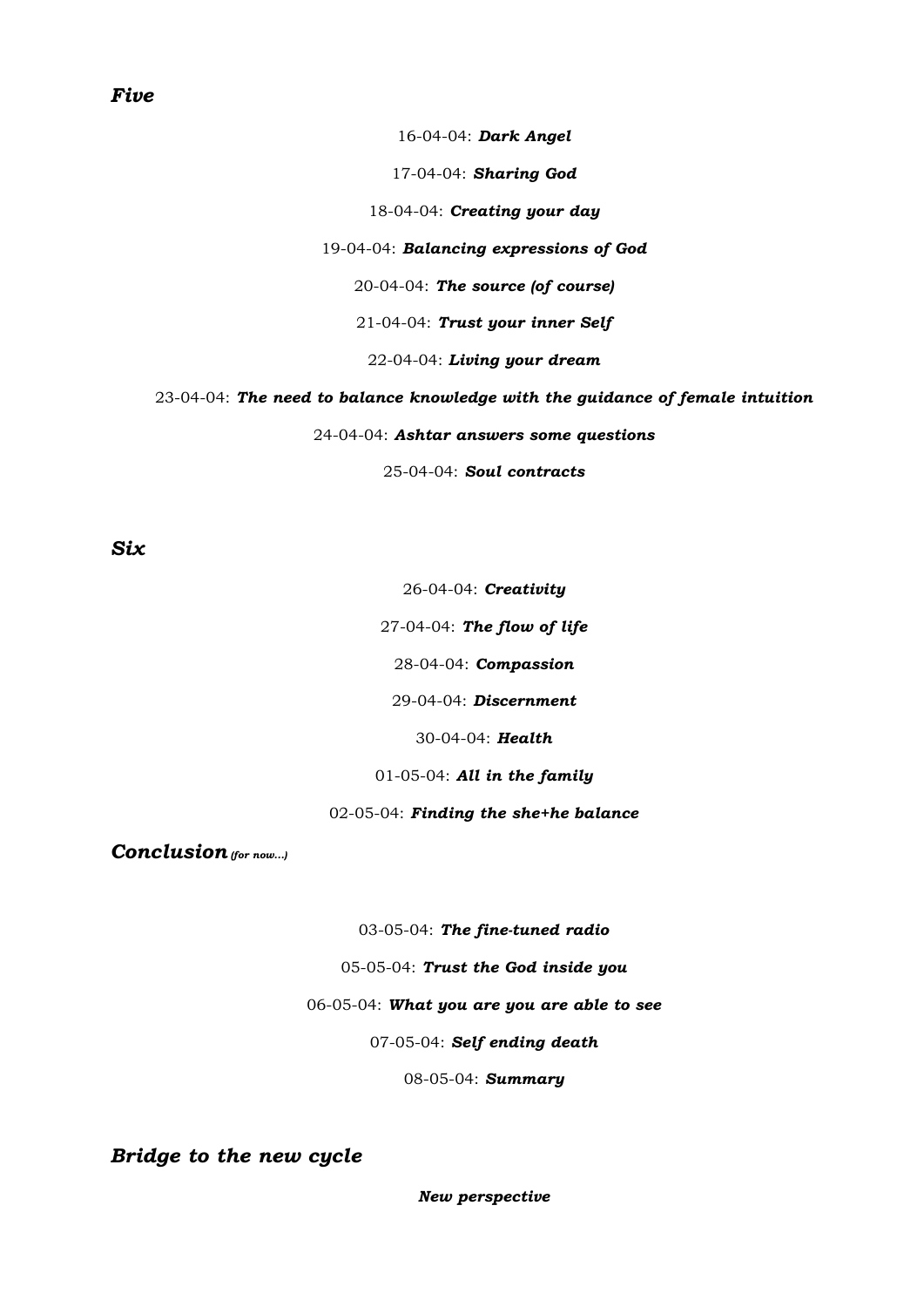## *Five*

16-04-04: ***Dark Angel***

17-04-04: ***Sharing God***

18-04-04: ***Creating your day***

19-04-04: ***Balancing expressions of God***

20-04-04: ***The source (of course)***

21-04-04: ***Trust your inner Self***

22-04-04: ***Living your dream***

23-04-04: ***The need to balance knowledge with the guidance of female intuition***

24-04-04: ***Ashtar answers some questions***

25-04-04: ***Soul contracts***

## *Six*

26-04-04: ***Creativity***

27-04-04: ***The flow of life***

28-04-04: ***Compassion***

29-04-04: ***Discernment***

30-04-04: ***Health***

01-05-04: ***All in the family***

02-05-04: ***Finding the she+he balance***

## *Conclusion* *(for now…)*

03-05-04: ***The fine-tuned radio***

05-05-04: ***Trust the God inside you***

06-05-04: ***What you are you are able to see***

07-05-04: ***Self ending death***

08-05-04: ***Summary***

## *Bridge to the new cycle*

***New perspective***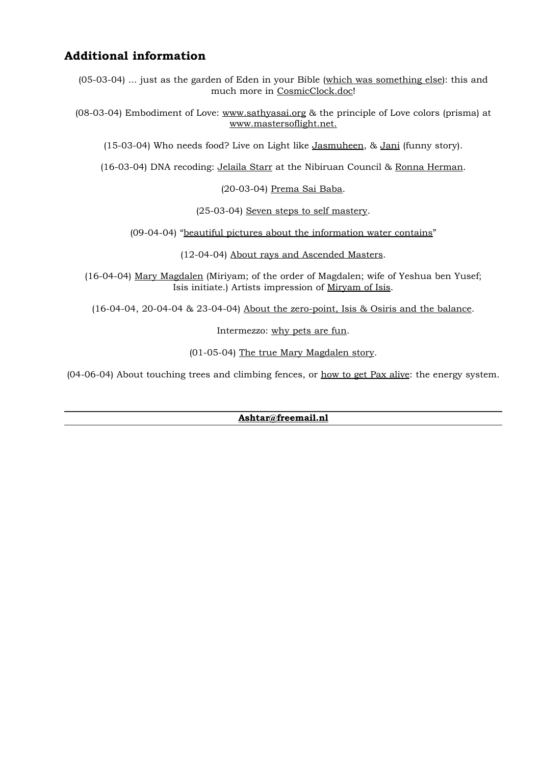## Additional information

(05-03-04) ... just as the garden of Eden in your Bible (which was something else): this and much more in CosmicClock.doc!

(08-03-04) Embodiment of Love: www.sathyasai.org & the principle of Love colors (prisma) at www.mastersoflight.net.

(15-03-04) Who needs food? Live on Light like Jasmuheen, & Jani (funny story).

(16-03-04) DNA recoding: Jelaila Starr at the Nibiruan Council & Ronna Herman.

(20-03-04) Prema Sai Baba.

(25-03-04) Seven steps to self mastery.

(09-04-04) "beautiful pictures about the information water contains"

(12-04-04) About rays and Ascended Masters.

(16-04-04) Mary Magdalen (Miriyam; of the order of Magdalen; wife of Yeshua ben Yusef; Isis initiate.) Artists impression of Miryam of Isis.

(16-04-04, 20-04-04 & 23-04-04) About the zero-point, Isis & Osiris and the balance.

Intermezzo: why pets are fun.

(01-05-04) The true Mary Magdalen story.

(04-06-04) About touching trees and climbing fences, or how to get Pax alive: the energy system.

---

**Ashtar@freemail.nl**